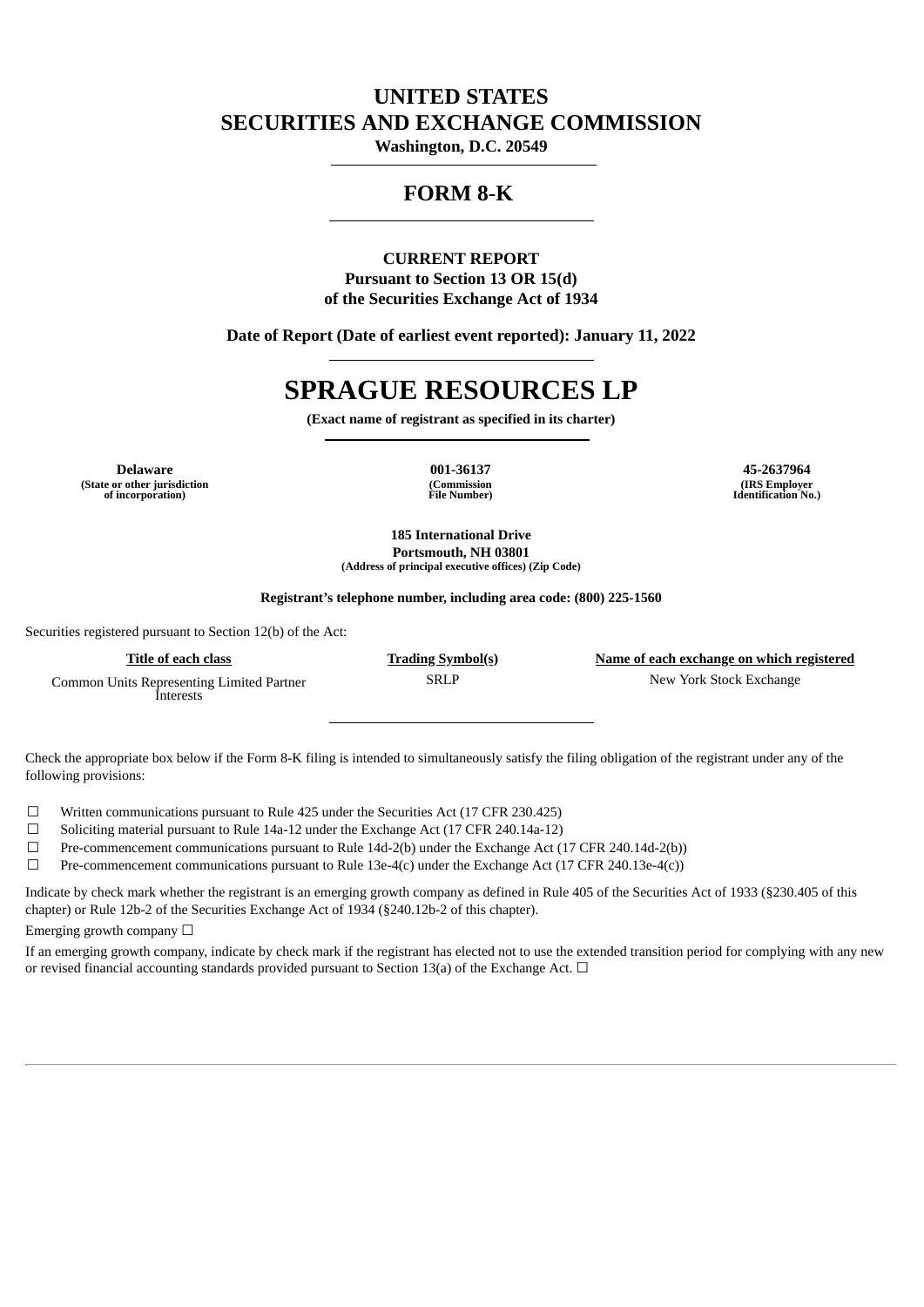# UNITED STATES
# SECURITIES AND EXCHANGE COMMISSION

**Washington, D.C. 20549**

## FORM 8-K

**CURRENT REPORT**
**Pursuant to Section 13 OR 15(d)**
**of the Securities Exchange Act of 1934**

**Date of Report (Date of earliest event reported): January 11, 2022**

# SPRAGUE RESOURCES LP

**(Exact name of registrant as specified in its charter)**

| Delaware | 001-36137 | 45-2637964 |
|---|---|---|
| (State or other jurisdiction of incorporation) | (Commission File Number) | (IRS Employer Identification No.) |

**185 International Drive**
**Portsmouth, NH 03801**
**(Address of principal executive offices) (Zip Code)**

**Registrant's telephone number, including area code: (800) 225-1560**

Securities registered pursuant to Section 12(b) of the Act:

| Title of each class | Trading Symbol(s) | Name of each exchange on which registered |
|---|---|---|
| Common Units Representing Limited Partner Interests | SRLP | New York Stock Exchange |

Check the appropriate box below if the Form 8-K filing is intended to simultaneously satisfy the filing obligation of the registrant under any of the following provisions:

☐ Written communications pursuant to Rule 425 under the Securities Act (17 CFR 230.425)
☐ Soliciting material pursuant to Rule 14a-12 under the Exchange Act (17 CFR 240.14a-12)
☐ Pre-commencement communications pursuant to Rule 14d-2(b) under the Exchange Act (17 CFR 240.14d-2(b))
☐ Pre-commencement communications pursuant to Rule 13e-4(c) under the Exchange Act (17 CFR 240.13e-4(c))

Indicate by check mark whether the registrant is an emerging growth company as defined in Rule 405 of the Securities Act of 1933 (§230.405 of this chapter) or Rule 12b-2 of the Securities Exchange Act of 1934 (§240.12b-2 of this chapter).

Emerging growth company ☐

If an emerging growth company, indicate by check mark if the registrant has elected not to use the extended transition period for complying with any new or revised financial accounting standards provided pursuant to Section 13(a) of the Exchange Act. ☐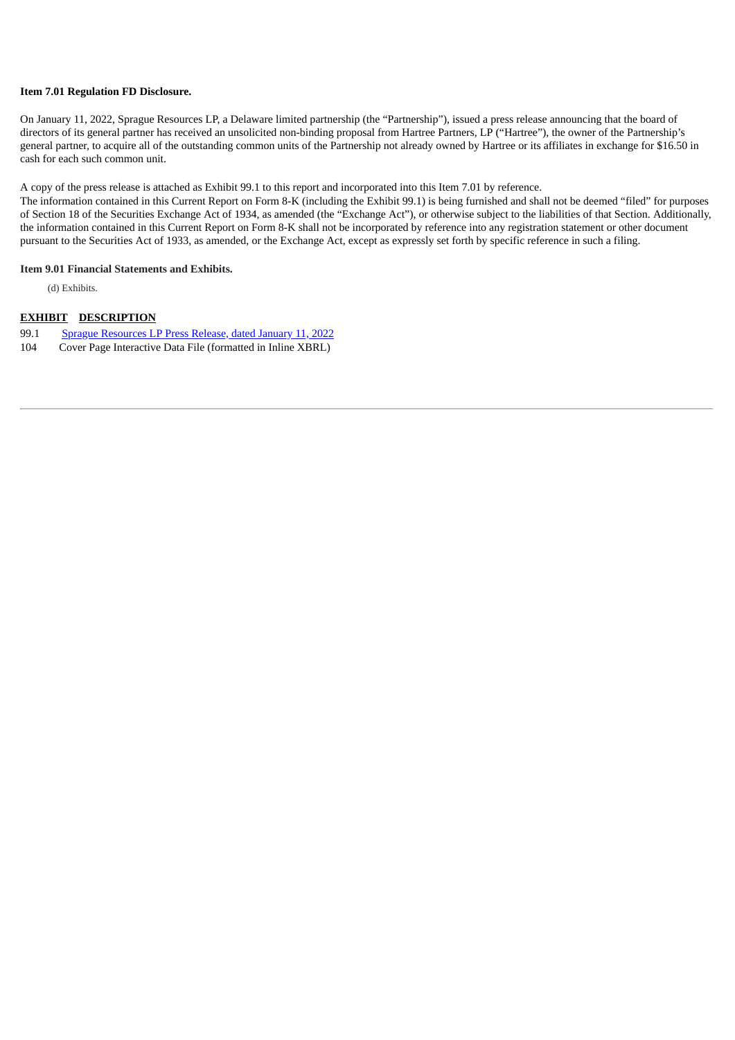**Item 7.01 Regulation FD Disclosure.**

On January 11, 2022, Sprague Resources LP, a Delaware limited partnership (the "Partnership"), issued a press release announcing that the board of directors of its general partner has received an unsolicited non-binding proposal from Hartree Partners, LP ("Hartree"), the owner of the Partnership's general partner, to acquire all of the outstanding common units of the Partnership not already owned by Hartree or its affiliates in exchange for $16.50 in cash for each such common unit.

A copy of the press release is attached as Exhibit 99.1 to this report and incorporated into this Item 7.01 by reference.

The information contained in this Current Report on Form 8-K (including the Exhibit 99.1) is being furnished and shall not be deemed "filed" for purposes of Section 18 of the Securities Exchange Act of 1934, as amended (the "Exchange Act"), or otherwise subject to the liabilities of that Section. Additionally, the information contained in this Current Report on Form 8-K shall not be incorporated by reference into any registration statement or other document pursuant to the Securities Act of 1933, as amended, or the Exchange Act, except as expressly set forth by specific reference in such a filing.

**Item 9.01 Financial Statements and Exhibits.**

(d) Exhibits.

| EXHIBIT | DESCRIPTION |
| --- | --- |
| 99.1 | Sprague Resources LP Press Release, dated January 11, 2022 |
| 104 | Cover Page Interactive Data File (formatted in Inline XBRL) |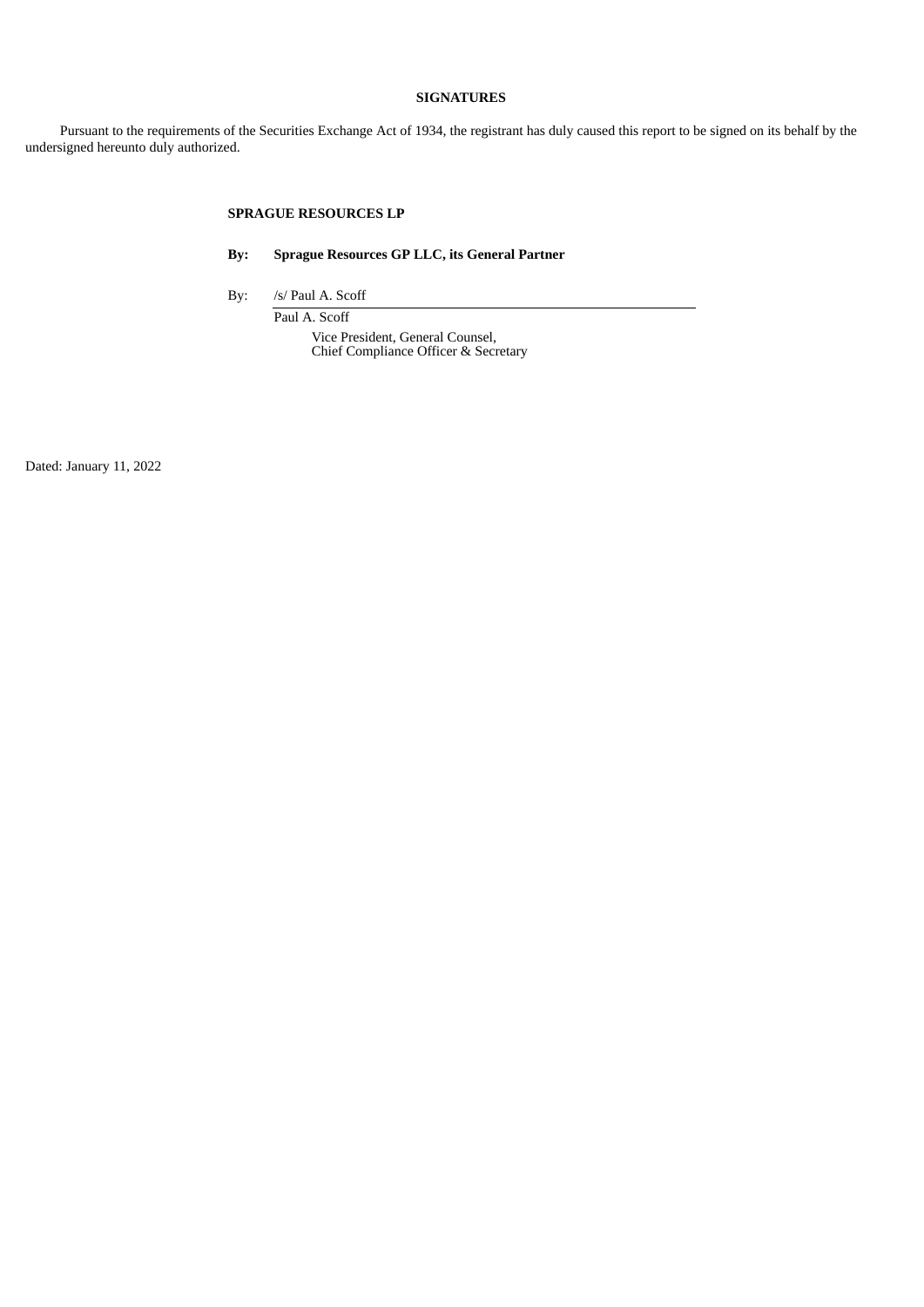**SIGNATURES**

Pursuant to the requirements of the Securities Exchange Act of 1934, the registrant has duly caused this report to be signed on its behalf by the undersigned hereunto duly authorized.

**SPRAGUE RESOURCES LP**

**By: Sprague Resources GP LLC, its General Partner**

By: /s/ Paul A. Scoff

Paul A. Scoff
Vice President, General Counsel,
Chief Compliance Officer & Secretary

Dated: January 11, 2022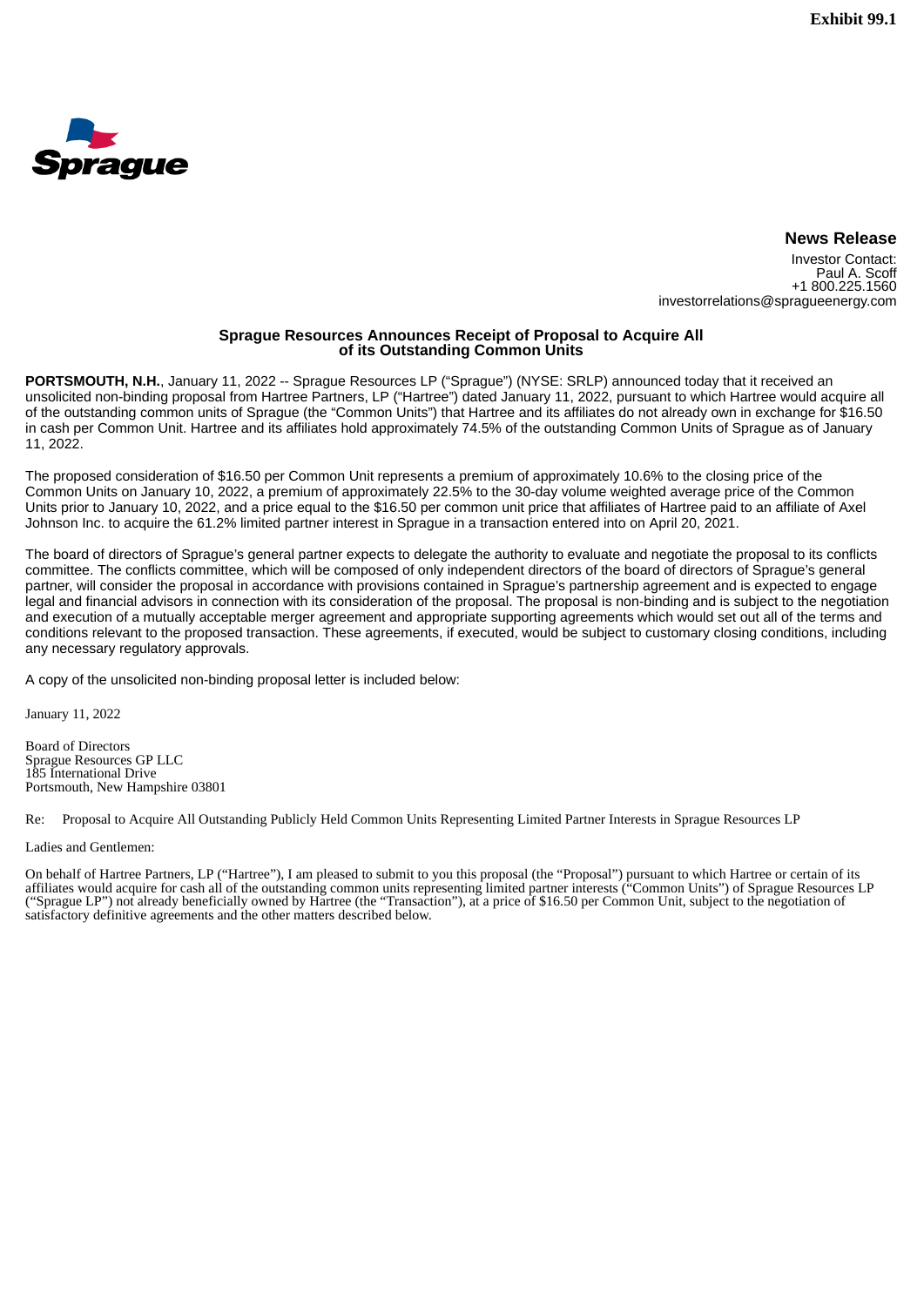**Exhibit 99.1**

Sprague

## News Release

Investor Contact:
Paul A. Scoff
+1 800.225.1560
investorrelations@spragueenergy.com

### Sprague Resources Announces Receipt of Proposal to Acquire All of its Outstanding Common Units

**PORTSMOUTH, N.H.**, January 11, 2022 -- Sprague Resources LP ("Sprague") (NYSE: SRLP) announced today that it received an unsolicited non-binding proposal from Hartree Partners, LP ("Hartree") dated January 11, 2022, pursuant to which Hartree would acquire all of the outstanding common units of Sprague (the "Common Units") that Hartree and its affiliates do not already own in exchange for $16.50 in cash per Common Unit. Hartree and its affiliates hold approximately 74.5% of the outstanding Common Units of Sprague as of January 11, 2022.

The proposed consideration of $16.50 per Common Unit represents a premium of approximately 10.6% to the closing price of the Common Units on January 10, 2022, a premium of approximately 22.5% to the 30-day volume weighted average price of the Common Units prior to January 10, 2022, and a price equal to the $16.50 per common unit price that affiliates of Hartree paid to an affiliate of Axel Johnson Inc. to acquire the 61.2% limited partner interest in Sprague in a transaction entered into on April 20, 2021.

The board of directors of Sprague's general partner expects to delegate the authority to evaluate and negotiate the proposal to its conflicts committee. The conflicts committee, which will be composed of only independent directors of the board of directors of Sprague's general partner, will consider the proposal in accordance with provisions contained in Sprague's partnership agreement and is expected to engage legal and financial advisors in connection with its consideration of the proposal. The proposal is non-binding and is subject to the negotiation and execution of a mutually acceptable merger agreement and appropriate supporting agreements which would set out all of the terms and conditions relevant to the proposed transaction. These agreements, if executed, would be subject to customary closing conditions, including any necessary regulatory approvals.

A copy of the unsolicited non-binding proposal letter is included below:

January 11, 2022

Board of Directors
Sprague Resources GP LLC
185 International Drive
Portsmouth, New Hampshire 03801

Re: Proposal to Acquire All Outstanding Publicly Held Common Units Representing Limited Partner Interests in Sprague Resources LP

Ladies and Gentlemen:

On behalf of Hartree Partners, LP ("Hartree"), I am pleased to submit to you this proposal (the "Proposal") pursuant to which Hartree or certain of its affiliates would acquire for cash all of the outstanding common units representing limited partner interests ("Common Units") of Sprague Resources LP ("Sprague LP") not already beneficially owned by Hartree (the "Transaction"), at a price of $16.50 per Common Unit, subject to the negotiation of satisfactory definitive agreements and the other matters described below.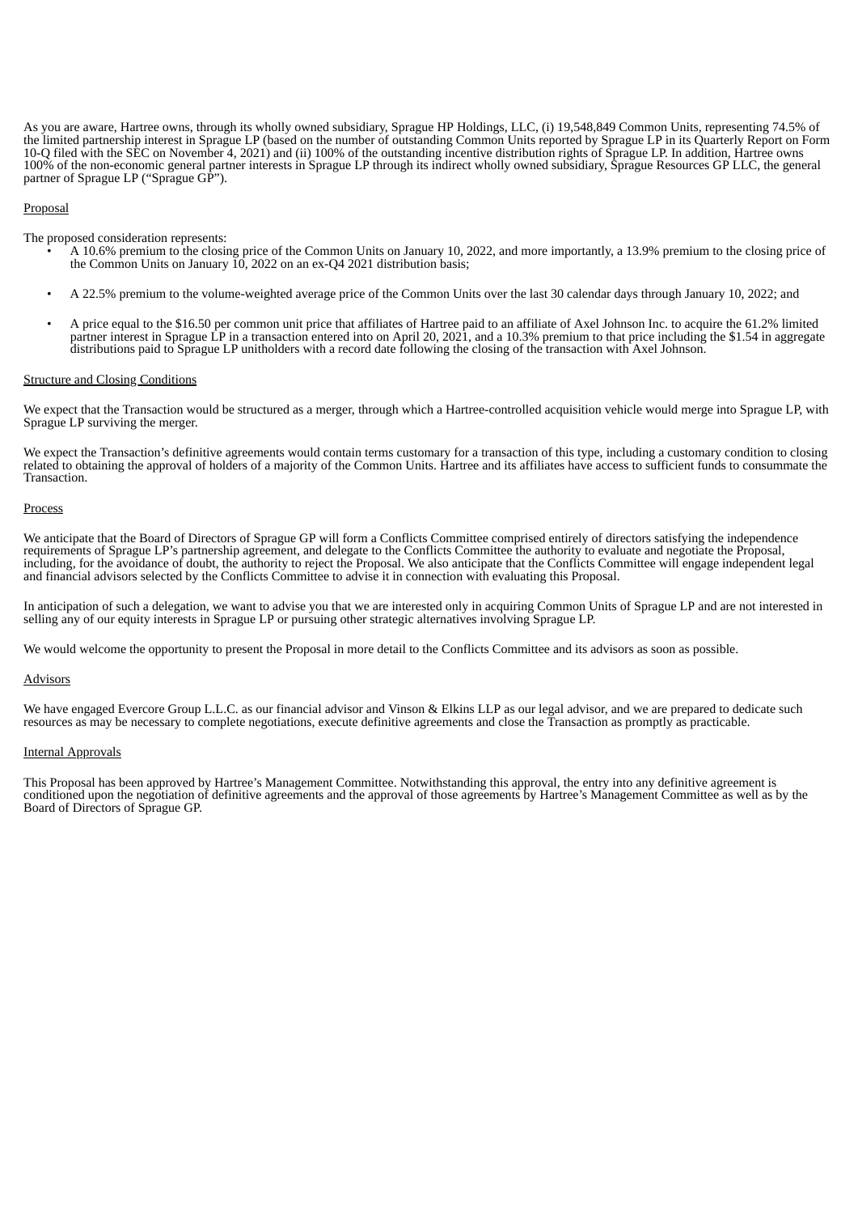As you are aware, Hartree owns, through its wholly owned subsidiary, Sprague HP Holdings, LLC, (i) 19,548,849 Common Units, representing 74.5% of the limited partnership interest in Sprague LP (based on the number of outstanding Common Units reported by Sprague LP in its Quarterly Report on Form 10-Q filed with the SEC on November 4, 2021) and (ii) 100% of the outstanding incentive distribution rights of Sprague LP. In addition, Hartree owns 100% of the non-economic general partner interests in Sprague LP through its indirect wholly owned subsidiary, Sprague Resources GP LLC, the general partner of Sprague LP ("Sprague GP").

Proposal

The proposed consideration represents:

- A 10.6% premium to the closing price of the Common Units on January 10, 2022, and more importantly, a 13.9% premium to the closing price of the Common Units on January 10, 2022 on an ex-Q4 2021 distribution basis;
- A 22.5% premium to the volume-weighted average price of the Common Units over the last 30 calendar days through January 10, 2022; and
- A price equal to the $16.50 per common unit price that affiliates of Hartree paid to an affiliate of Axel Johnson Inc. to acquire the 61.2% limited partner interest in Sprague LP in a transaction entered into on April 20, 2021, and a 10.3% premium to that price including the $1.54 in aggregate distributions paid to Sprague LP unitholders with a record date following the closing of the transaction with Axel Johnson.

Structure and Closing Conditions

We expect that the Transaction would be structured as a merger, through which a Hartree-controlled acquisition vehicle would merge into Sprague LP, with Sprague LP surviving the merger.

We expect the Transaction's definitive agreements would contain terms customary for a transaction of this type, including a customary condition to closing related to obtaining the approval of holders of a majority of the Common Units. Hartree and its affiliates have access to sufficient funds to consummate the Transaction.

Process

We anticipate that the Board of Directors of Sprague GP will form a Conflicts Committee comprised entirely of directors satisfying the independence requirements of Sprague LP's partnership agreement, and delegate to the Conflicts Committee the authority to evaluate and negotiate the Proposal, including, for the avoidance of doubt, the authority to reject the Proposal. We also anticipate that the Conflicts Committee will engage independent legal and financial advisors selected by the Conflicts Committee to advise it in connection with evaluating this Proposal.

In anticipation of such a delegation, we want to advise you that we are interested only in acquiring Common Units of Sprague LP and are not interested in selling any of our equity interests in Sprague LP or pursuing other strategic alternatives involving Sprague LP.

We would welcome the opportunity to present the Proposal in more detail to the Conflicts Committee and its advisors as soon as possible.

Advisors

We have engaged Evercore Group L.L.C. as our financial advisor and Vinson & Elkins LLP as our legal advisor, and we are prepared to dedicate such resources as may be necessary to complete negotiations, execute definitive agreements and close the Transaction as promptly as practicable.

Internal Approvals

This Proposal has been approved by Hartree's Management Committee. Notwithstanding this approval, the entry into any definitive agreement is conditioned upon the negotiation of definitive agreements and the approval of those agreements by Hartree's Management Committee as well as by the Board of Directors of Sprague GP.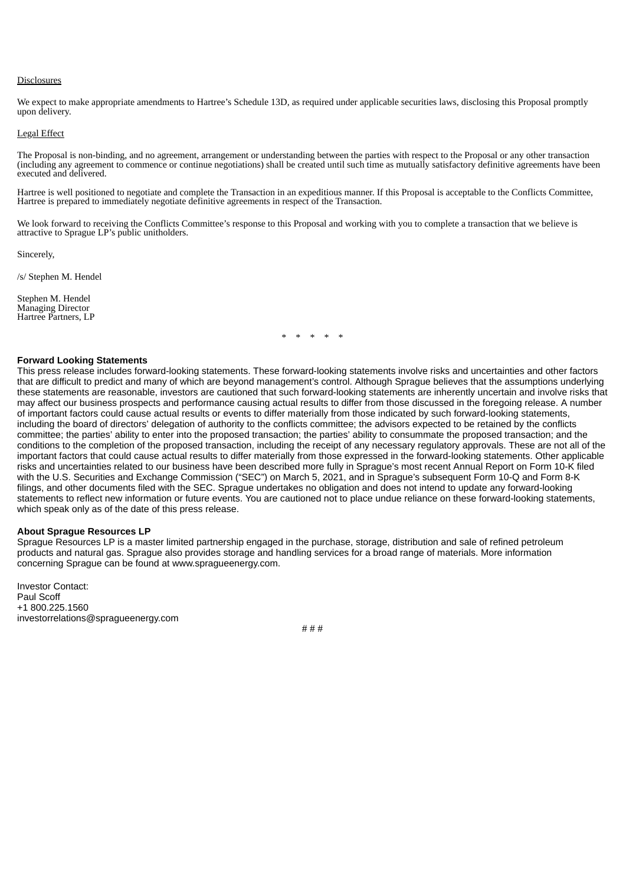Disclosures

We expect to make appropriate amendments to Hartree's Schedule 13D, as required under applicable securities laws, disclosing this Proposal promptly upon delivery.

Legal Effect

The Proposal is non-binding, and no agreement, arrangement or understanding between the parties with respect to the Proposal or any other transaction (including any agreement to commence or continue negotiations) shall be created until such time as mutually satisfactory definitive agreements have been executed and delivered.

Hartree is well positioned to negotiate and complete the Transaction in an expeditious manner. If this Proposal is acceptable to the Conflicts Committee, Hartree is prepared to immediately negotiate definitive agreements in respect of the Transaction.

We look forward to receiving the Conflicts Committee's response to this Proposal and working with you to complete a transaction that we believe is attractive to Sprague LP's public unitholders.

Sincerely,

/s/ Stephen M. Hendel

Stephen M. Hendel
Managing Director
Hartree Partners, LP

\* \* \* \* \*

**Forward Looking Statements**

This press release includes forward-looking statements. These forward-looking statements involve risks and uncertainties and other factors that are difficult to predict and many of which are beyond management's control. Although Sprague believes that the assumptions underlying these statements are reasonable, investors are cautioned that such forward-looking statements are inherently uncertain and involve risks that may affect our business prospects and performance causing actual results to differ from those discussed in the foregoing release. A number of important factors could cause actual results or events to differ materially from those indicated by such forward-looking statements, including the board of directors' delegation of authority to the conflicts committee; the advisors expected to be retained by the conflicts committee; the parties' ability to enter into the proposed transaction; the parties' ability to consummate the proposed transaction; and the conditions to the completion of the proposed transaction, including the receipt of any necessary regulatory approvals. These are not all of the important factors that could cause actual results to differ materially from those expressed in the forward-looking statements. Other applicable risks and uncertainties related to our business have been described more fully in Sprague's most recent Annual Report on Form 10-K filed with the U.S. Securities and Exchange Commission ("SEC") on March 5, 2021, and in Sprague's subsequent Form 10-Q and Form 8-K filings, and other documents filed with the SEC. Sprague undertakes no obligation and does not intend to update any forward-looking statements to reflect new information or future events. You are cautioned not to place undue reliance on these forward-looking statements, which speak only as of the date of this press release.

**About Sprague Resources LP**

Sprague Resources LP is a master limited partnership engaged in the purchase, storage, distribution and sale of refined petroleum products and natural gas. Sprague also provides storage and handling services for a broad range of materials. More information concerning Sprague can be found at www.spragueenergy.com.

Investor Contact:
Paul Scoff
+1 800.225.1560
investorrelations@spragueenergy.com

# # #